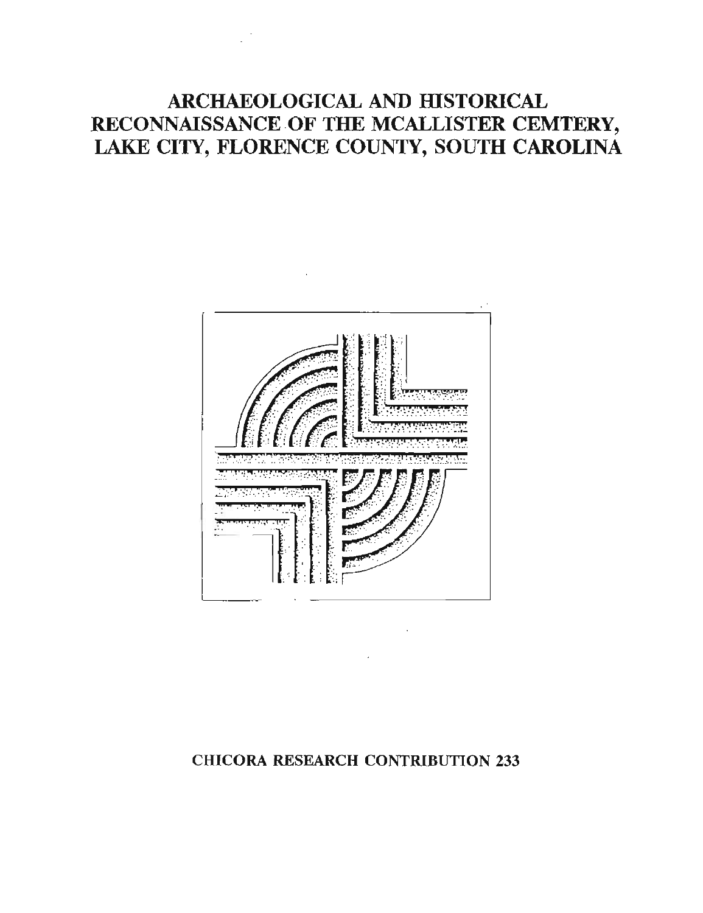# ARCHAEOLOGICAL AND HISTORICAL RECONNAISSANCE OF THE MCALLISTER CEMTERY, LAKE CITY, FLORENCE COUNTY, SOUTH CAROLINA

**CHICORA RESEARCH CONTRIBUTION 233**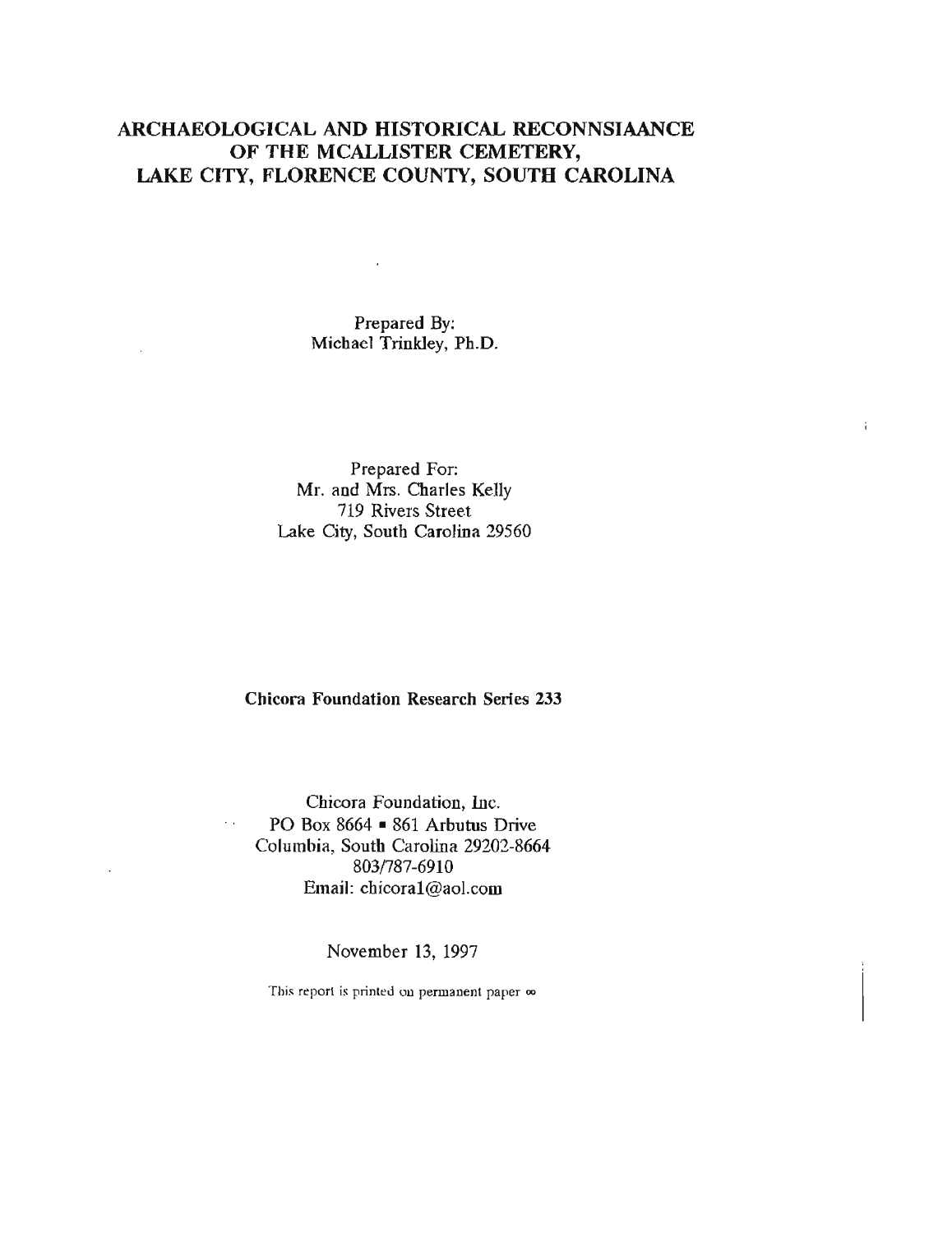# ARCHAEOLOGICAL AND HISTORICAL RECONNSIAANCE OF THE MCALLISTER CEMETERY, LAKE CITY, FLORENCE COUNTY, SOUTH CAROLINA

Prepared By:
Michael Trinkley, Ph.D.

Prepared For:
Mr. and Mrs. Charles Kelly
719 Rivers Street
Lake City, South Carolina 29560

**Chicora Foundation Research Series 233**

Chicora Foundation, Inc.
PO Box 8664 ▪ 861 Arbutus Drive
Columbia, South Carolina 29202-8664
803/787-6910
Email: chicora1@aol.com

November 13, 1997

This report is printed on permanent paper ∞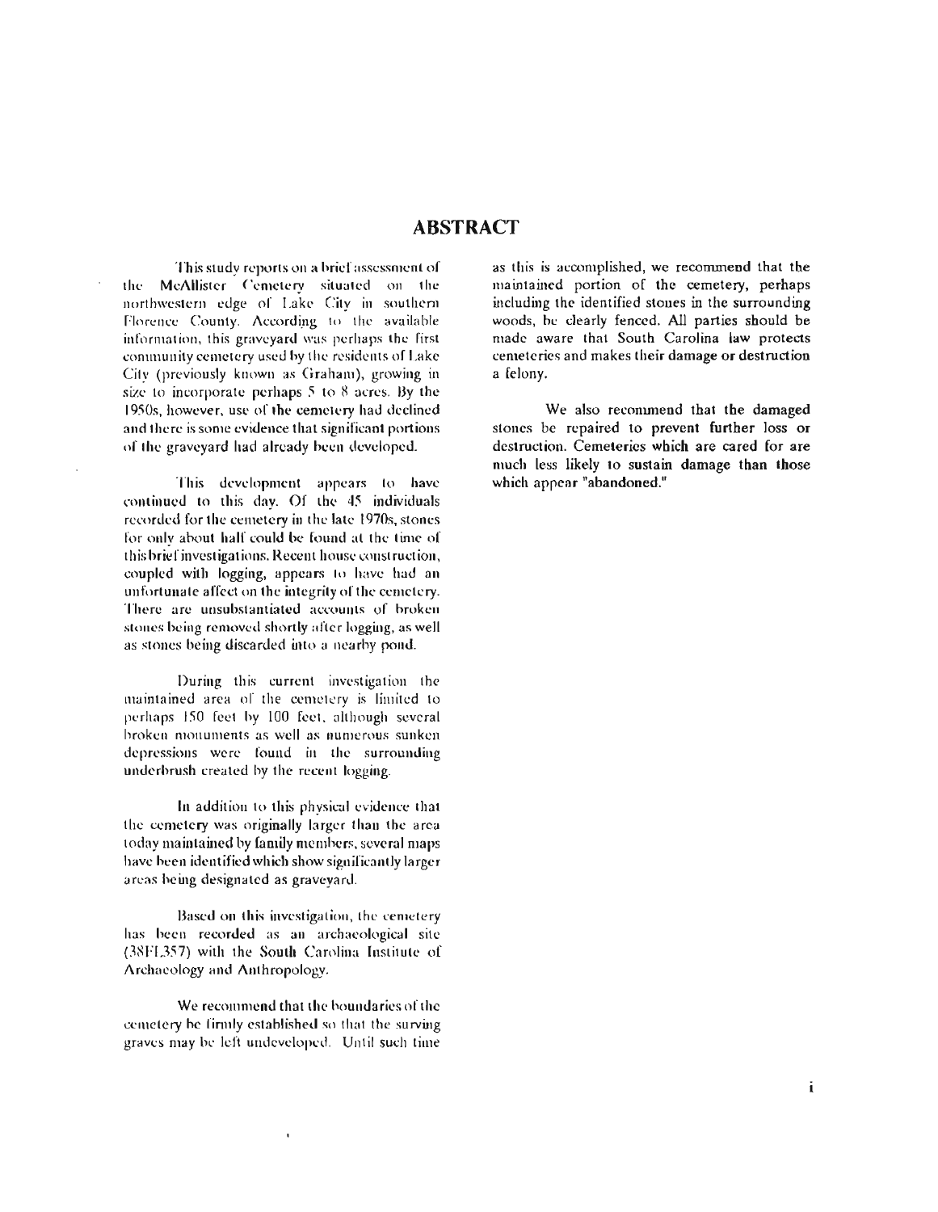# ABSTRACT

This study reports on a brief assessment of the McAllister Cemetery situated on the northwestern edge of Lake City in southern Florence County. According to the available information, this graveyard was perhaps the first community cemetery used by the residents of Lake City (previously known as Graham), growing in size to incorporate perhaps 5 to 8 acres. By the 1950s, however, use of the cemetery had declined and there is some evidence that significant portions of the graveyard had already been developed.

This development appears to have continued to this day. Of the 45 individuals recorded for the cemetery in the late 1970s, stones for only about half could be found at the time of this brief investigations. Recent house construction, coupled with logging, appears to have had an unfortunate affect on the integrity of the cemetery. There are unsubstantiated accounts of broken stones being removed shortly after logging, as well as stones being discarded into a nearby pond.

During this current investigation the maintained area of the cemetery is limited to perhaps 150 feet by 100 feet, although several broken monuments as well as numerous sunken depressions were found in the surrounding underbrush created by the recent logging.

In addition to this physical evidence that the cemetery was originally larger than the area today maintained by family members, several maps have been identified which show significantly larger areas being designated as graveyard.

Based on this investigation, the cemetery has been recorded as an archaeological site (38FL357) with the South Carolina Institute of Archaeology and Anthropology.

We recommend that the boundaries of the cemetery be firmly established so that the surving graves may be left undeveloped. Until such time as this is accomplished, we recommend that the maintained portion of the cemetery, perhaps including the identified stones in the surrounding woods, be clearly fenced. All parties should be made aware that South Carolina law protects cemeteries and makes their damage or destruction a felony.

We also recommend that the damaged stones be repaired to prevent further loss or destruction. Cemeteries which are cared for are much less likely to sustain damage than those which appear "abandoned."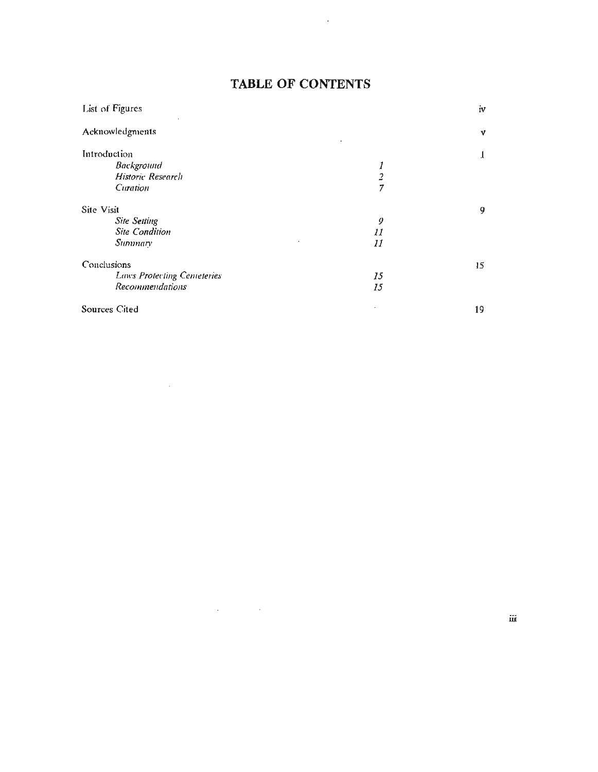# TABLE OF CONTENTS

| | | |
|---|---|---|
| List of Figures | | iv |
| Acknowledgments | | v |
| Introduction | | 1 |
| *Background* | *1* | |
| *Historic Research* | *2* | |
| *Curation* | *7* | |
| Site Visit | | 9 |
| *Site Setting* | *9* | |
| *Site Condition* | *11* | |
| *Summary* | *11* | |
| Conclusions | | 15 |
| *Laws Protecting Cemeteries* | *15* | |
| *Recommendations* | *15* | |
| Sources Cited | | 19 |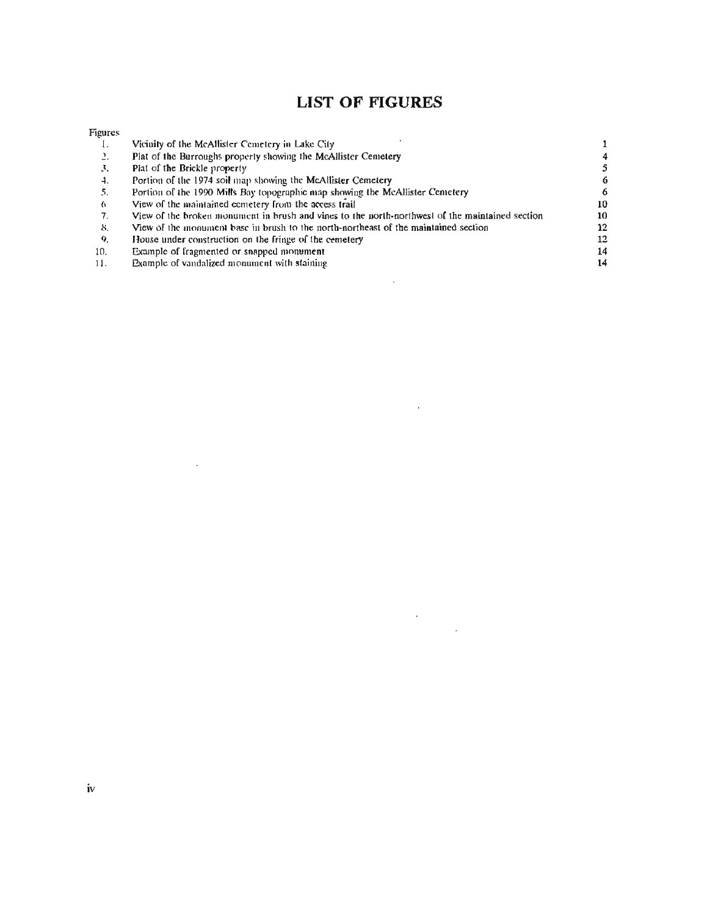# LIST OF FIGURES

| Figures | | |
|---|---|---|
| 1. | Vicinity of the McAllister Cemetery in Lake City | 1 |
| 2. | Plat of the Burroughs property showing the McAllister Cemetery | 4 |
| 3. | Plat of the Brickle property | 5 |
| 4. | Portion of the 1974 soil map showing the McAllister Cemetery | 6 |
| 5. | Portion of the 1990 Mills Bay topographic map showing the McAllister Cemetery | 6 |
| 6. | View of the maintained cemetery from the access trail | 10 |
| 7. | View of the broken monument in brush and vines to the north-northwest of the maintained section | 10 |
| 8. | View of the monument base in brush to the north-northeast of the maintained section | 12 |
| 9. | House under construction on the fringe of the cemetery | 12 |
| 10. | Example of fragmented or snapped monument | 14 |
| 11. | Example of vandalized monument with staining | 14 |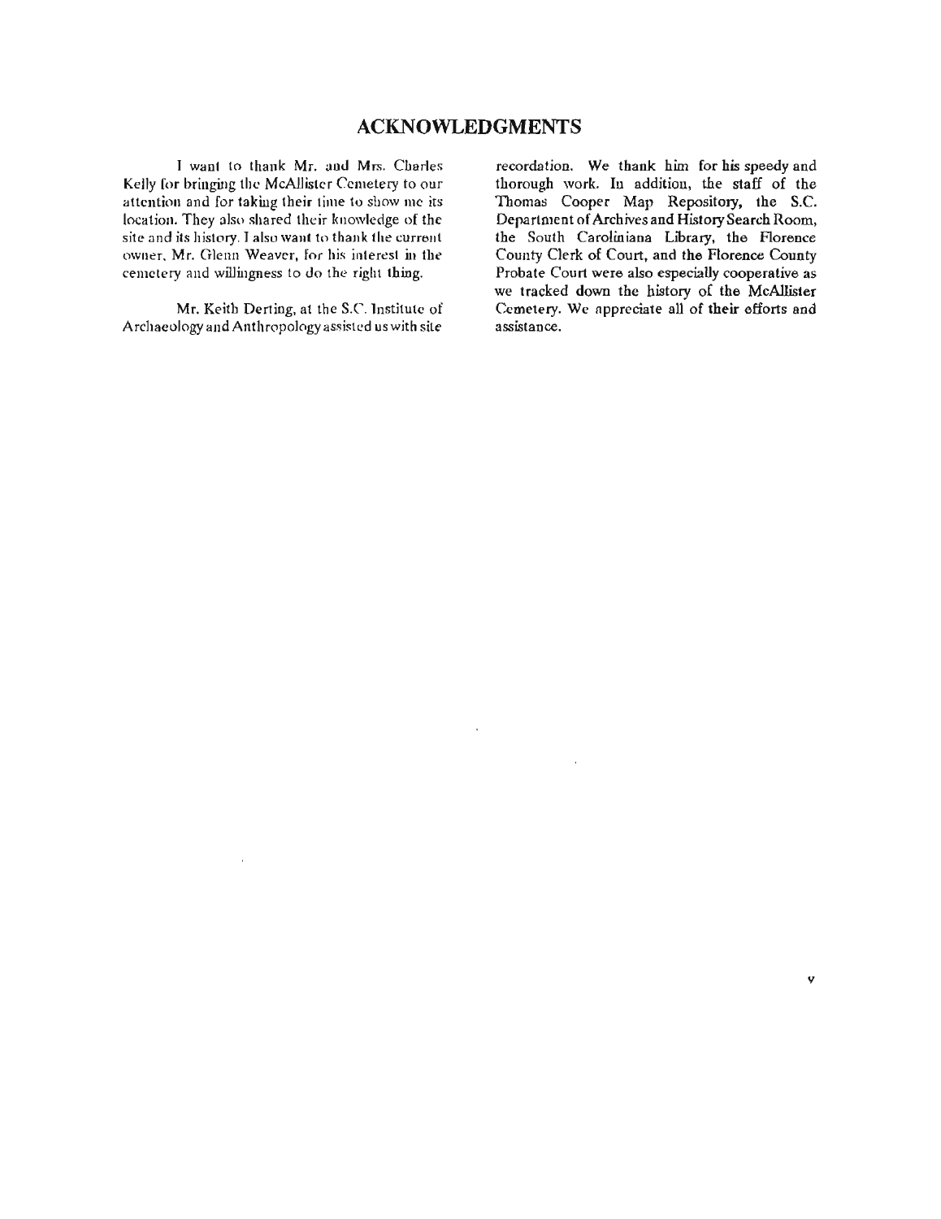# ACKNOWLEDGMENTS

I want to thank Mr. and Mrs. Charles Kelly for bringing the McAllister Cemetery to our attention and for taking their time to show me its location. They also shared their knowledge of the site and its history. I also want to thank the current owner, Mr. Glenn Weaver, for his interest in the cemetery and willingness to do the right thing.

Mr. Keith Derting, at the S.C. Institute of Archaeology and Anthropology assisted us with site recordation. We thank him for his speedy and thorough work. In addition, the staff of the Thomas Cooper Map Repository, the S.C. Department of Archives and History Search Room, the South Caroliniana Library, the Florence County Clerk of Court, and the Florence County Probate Court were also especially cooperative as we tracked down the history of the McAllister Cemetery. We appreciate all of their efforts and assistance.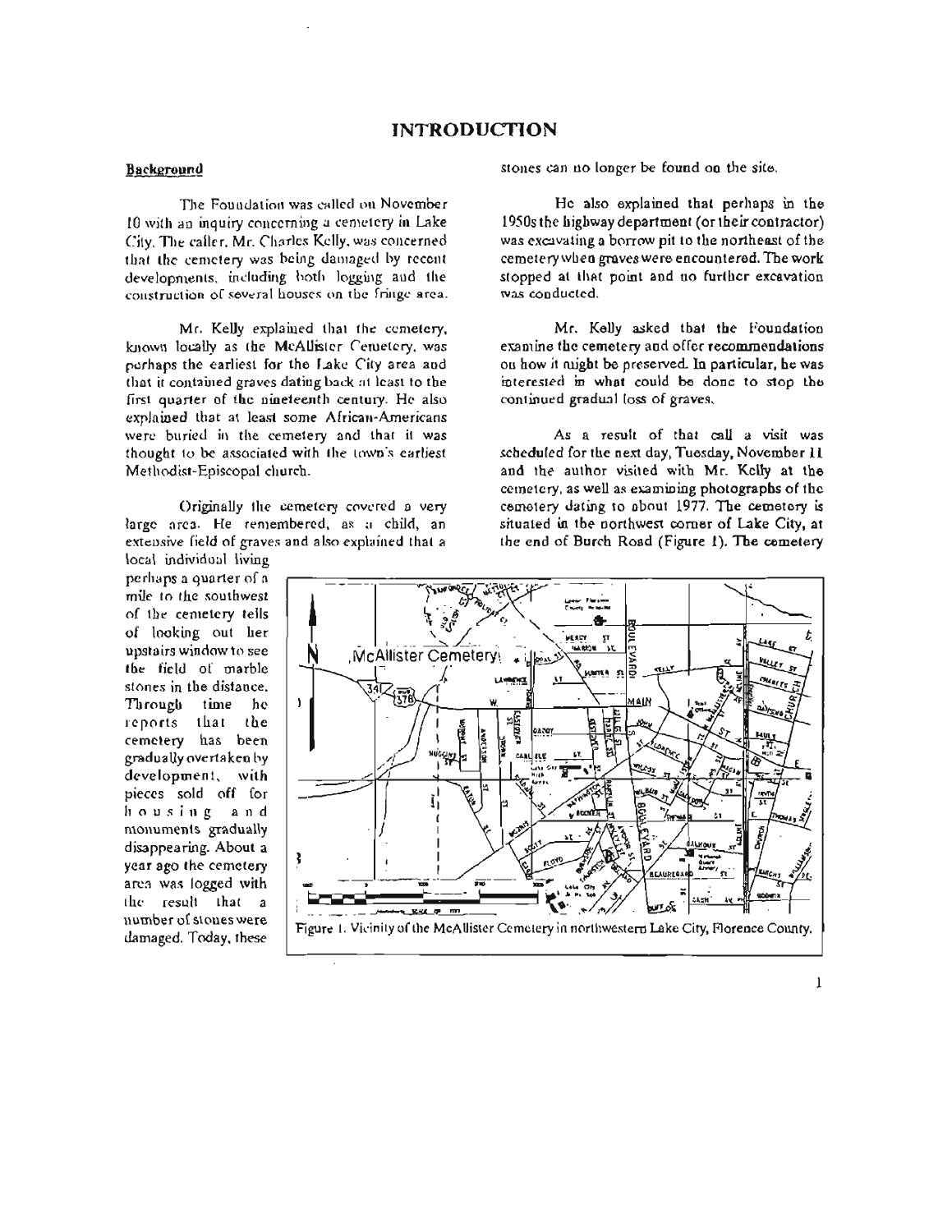# INTRODUCTION

## Background

The Foundation was called on November 10 with an inquiry concerning a cemetery in Lake City. The caller, Mr. Charles Kelly, was concerned that the cemetery was being damaged by recent developments, including both logging and the construction of several houses on the fringe area.

Mr. Kelly explained that the cemetery, known locally as the McAllister Cemetery, was perhaps the earliest for the Lake City area and that it contained graves dating back at least to the first quarter of the nineteenth century. He also explained that at least some African-Americans were buried in the cemetery and that it was thought to be associated with the town's earliest Methodist-Episcopal church.

Originally the cemetery covered a very large area. He remembered, as a child, an extensive field of graves and also explained that a local individual living perhaps a quarter of a mile to the southwest of the cemetery tells of looking out her upstairs window to see the field of marble stones in the distance. Through time he reports that the cemetery has been gradually overtaken by development, with pieces sold off for housing and monuments gradually disappearing. About a year ago the cemetery area was logged with the result that a number of stones were damaged. Today, these stones can no longer be found on the site.

He also explained that perhaps in the 1950s the highway department (or their contractor) was excavating a borrow pit to the northeast of the cemetery when graves were encountered. The work stopped at that point and no further excavation was conducted.

Mr. Kelly asked that the Foundation examine the cemetery and offer recommendations on how it might be preserved. In particular, he was interested in what could be done to stop the continued gradual loss of graves.

As a result of that call a visit was scheduled for the next day, Tuesday, November 11 and the author visited with Mr. Kelly at the cemetery, as well as examining photographs of the cemetery dating to about 1977. The cemetery is situated in the northwest corner of Lake City, at the end of Burch Road (Figure 1). The cemetery

Figure 1. Vicinity of the McAllister Cemetery in northwestern Lake City, Florence County.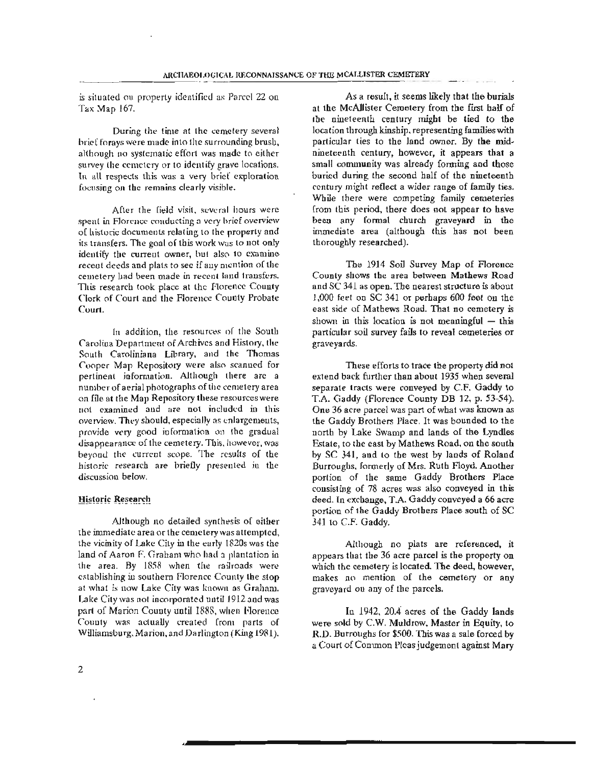is situated on property identified as Parcel 22 on Tax Map 167.

During the time at the cemetery several brief forays were made into the surrounding brush, although no systematic effort was made to either survey the cemetery or to identify grave locations. In all respects this was a very brief exploration focusing on the remains clearly visible.

After the field visit, several hours were spent in Florence conducting a very brief overview of historic documents relating to the property and its transfers. The goal of this work was to not only identify the current owner, but also to examine recent deeds and plats to see if any mention of the cemetery had been made in recent land transfers. This research took place at the Florence County Clerk of Court and the Florence County Probate Court.

In addition, the resources of the South Carolina Department of Archives and History, the South Caroliniana Library, and the Thomas Cooper Map Repository were also scanned for pertinent information. Although there are a number of aerial photographs of the cemetery area on file at the Map Repository these resources were not examined and are not included in this overview. They should, especially as enlargements, provide very good information on the gradual disappearance of the cemetery. This, however, was beyond the current scope. The results of the historic research are briefly presented in the discussion below.

## Historic Research

Although no detailed synthesis of either the immediate area or the cemetery was attempted, the vicinity of Lake City in the early 1820s was the land of Aaron F. Graham who had a plantation in the area. By 1858 when the railroads were establishing in southern Florence County the stop at what is now Lake City was known as Graham. Lake City was not incorporated until 1912 and was part of Marion County until 1888, when Florence County was actually created from parts of Williamsburg, Marion, and Darlington (King 1981).

As a result, it seems likely that the burials at the McAllister Cemetery from the first half of the nineteenth century might be tied to the location through kinship, representing families with particular ties to the land owner. By the mid-nineteenth century, however, it appears that a small community was already forming and those buried during the second half of the nineteenth century might reflect a wider range of family ties. While there were competing family cemeteries from this period, there does not appear to have been any formal church graveyard in the immediate area (although this has not been thoroughly researched).

The 1914 Soil Survey Map of Florence County shows the area between Mathews Road and SC 341 as open. The nearest structure is about 1,000 feet on SC 341 or perhaps 600 feet on the east side of Mathews Road. That no cemetery is shown in this location is not meaningful — this particular soil survey fails to reveal cemeteries or graveyards.

These efforts to trace the property did not extend back further than about 1935 when several separate tracts were conveyed by C.F. Gaddy to T.A. Gaddy (Florence County DB 12, p. 53-54). One 36 acre parcel was part of what was known as the Gaddy Brothers Place. It was bounded to the north by Lake Swamp and lands of the Lyndles Estate, to the east by Mathews Road, on the south by SC 341, and to the west by lands of Roland Burroughs, formerly of Mrs. Ruth Floyd. Another portion of the same Gaddy Brothers Place consisting of 78 acres was also conveyed in this deed. In exchange, T.A. Gaddy conveyed a 66 acre portion of the Gaddy Brothers Place south of SC 341 to C.F. Gaddy.

Although no plats are referenced, it appears that the 36 acre parcel is the property on which the cemetery is located. The deed, however, makes no mention of the cemetery or any graveyard on any of the parcels.

In 1942, 20.4 acres of the Gaddy lands were sold by C.W. Muldrow, Master in Equity, to R.D. Burroughs for $500. This was a sale forced by a Court of Common Pleas judgement against Mary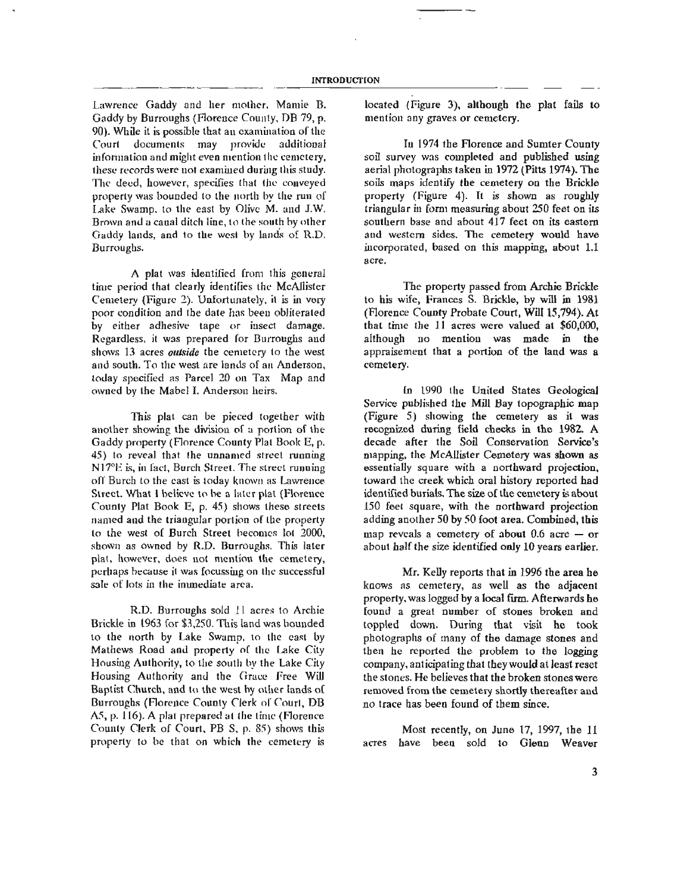Lawrence Gaddy and her mother, Mamie B. Gaddy by Burroughs (Florence County, DB 79, p. 90). While it is possible that an examination of the Court documents may provide additional information and might even mention the cemetery, these records were not examined during this study. The deed, however, specifies that the conveyed property was bounded to the north by the run of Lake Swamp, to the east by Olive M. and J.W. Brown and a canal ditch line, to the south by other Gaddy lands, and to the west by lands of R.D. Burroughs.

A plat was identified from this general time period that clearly identifies the McAllister Cemetery (Figure 2). Unfortunately, it is in very poor condition and the date has been obliterated by either adhesive tape or insect damage. Regardless, it was prepared for Burroughs and shows 13 acres ***outside*** the cemetery to the west and south. To the west are lands of an Anderson, today specified as Parcel 20 on Tax Map and owned by the Mabel I. Anderson heirs.

This plat can be pieced together with another showing the division of a portion of the Gaddy property (Florence County Plat Book E, p. 45) to reveal that the unnamed street running N17°E is, in fact, Burch Street. The street running off Burch to the east is today known as Lawrence Street. What I believe to be a later plat (Florence County Plat Book E, p. 45) shows these streets named and the triangular portion of the property to the west of Burch Street becomes lot 2000, shown as owned by R.D. Burroughs. This later plat, however, does not mention the cemetery, perhaps because it was focussing on the successful sale of lots in the immediate area.

R.D. Burroughs sold 11 acres to Archie Brickle in 1963 for $3,250. This land was bounded to the north by Lake Swamp, to the east by Mathews Road and property of the Lake City Housing Authority, to the south by the Lake City Housing Authority and the Grace Free Will Baptist Church, and to the west by other lands of Burroughs (Florence County Clerk of Court, DB A5, p. 116). A plat prepared at the time (Florence County Clerk of Court, PB S, p. 85) shows this property to be that on which the cemetery is located (Figure 3), although the plat fails to mention any graves or cemetery.

In 1974 the Florence and Sumter County soil survey was completed and published using aerial photographs taken in 1972 (Pitts 1974). The soils maps identify the cemetery on the Brickle property (Figure 4). It is shown as roughly triangular in form measuring about 250 feet on its southern base and about 417 feet on its eastern and western sides. The cemetery would have incorporated, based on this mapping, about 1.1 acre.

The property passed from Archie Brickle to his wife, Frances S. Brickle, by will in 1981 (Florence County Probate Court, Will 15,794). At that time the 11 acres were valued at $60,000, although no mention was made in the appraisement that a portion of the land was a cemetery.

In 1990 the United States Geological Service published the Mill Bay topographic map (Figure 5) showing the cemetery as it was recognized during field checks in the 1982. A decade after the Soil Conservation Service's mapping, the McAllister Cemetery was shown as essentially square with a northward projection, toward the creek which oral history reported had identified burials. The size of the cemetery is about 150 feet square, with the northward projection adding another 50 by 50 foot area. Combined, this map reveals a cemetery of about 0.6 acre — or about half the size identified only 10 years earlier.

Mr. Kelly reports that in 1996 the area he knows as cemetery, as well as the adjacent property, was logged by a local firm. Afterwards he found a great number of stones broken and toppled down. During that visit he took photographs of many of the damage stones and then he reported the problem to the logging company, anticipating that they would at least reset the stones. He believes that the broken stones were removed from the cemetery shortly thereafter and no trace has been found of them since.

Most recently, on June 17, 1997, the 11 acres have been sold to Glenn Weaver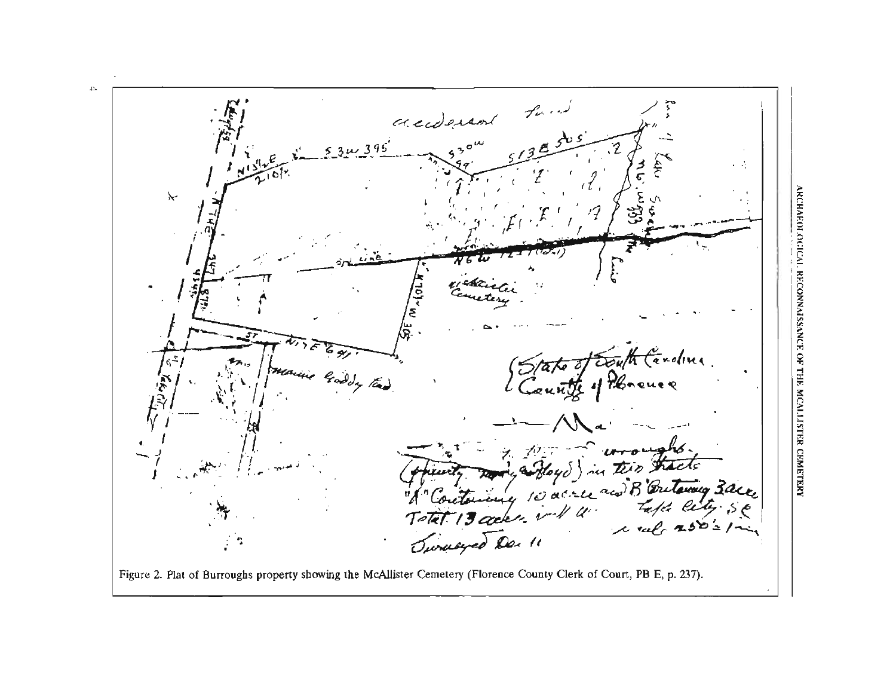Figure 2. Plat of Burroughs property showing the McAllister Cemetery (Florence County Clerk of Court, PB E, p. 237).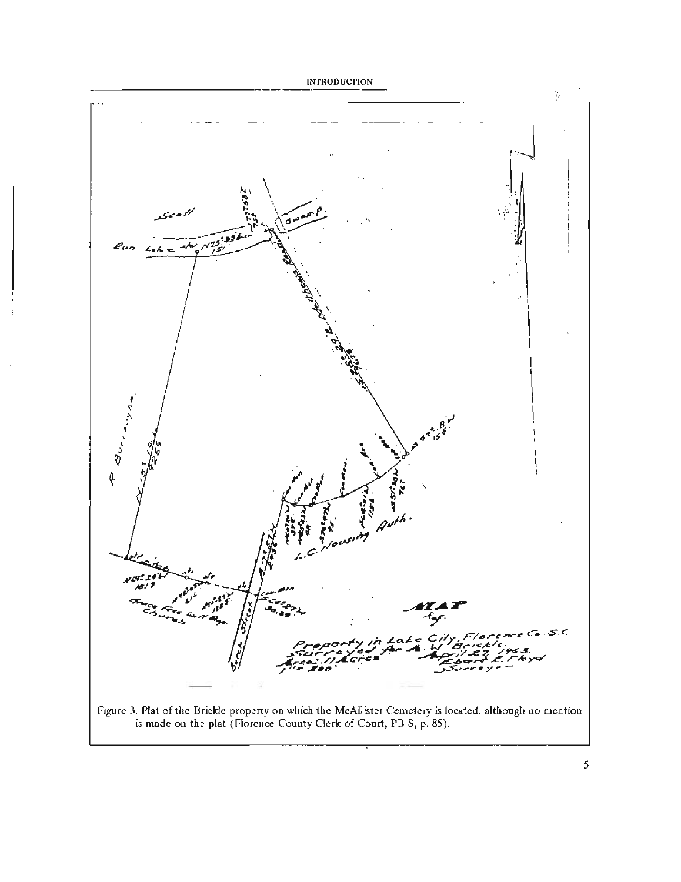Figure 3. Plat of the Brickle property on which the McAllister Cemetery is located, although no mention is made on the plat (Florence County Clerk of Court, PB S, p. 85).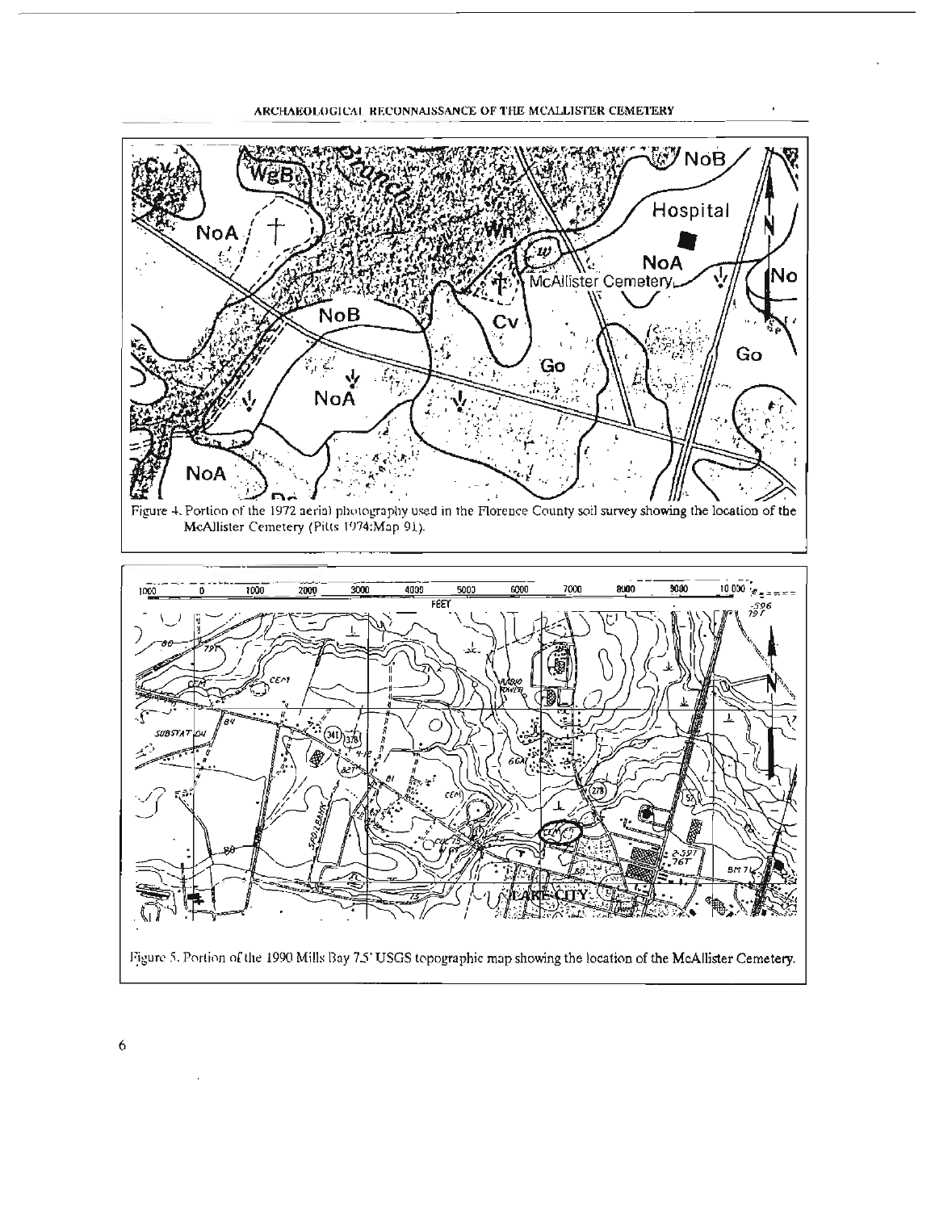Figure 4. Portion of the 1972 aerial photography used in the Florence County soil survey showing the location of the McAllister Cemetery (Pitts 1974:Map 91).

Figure 5. Portion of the 1990 Mills Bay 7.5' USGS topographic map showing the location of the McAllister Cemetery.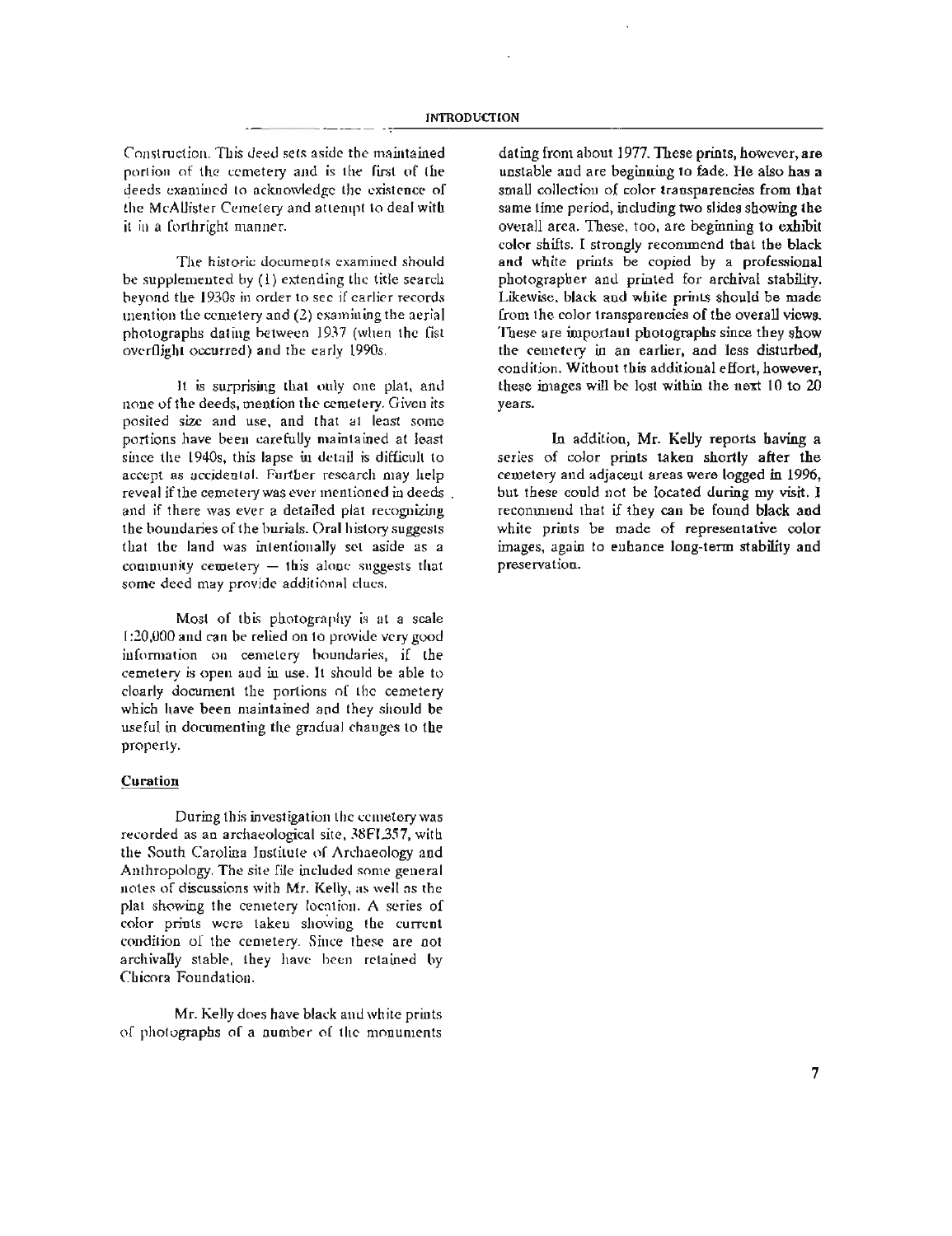Construction. This deed sets aside the maintained portion of the cemetery and is the first of the deeds examined to acknowledge the existence of the McAllister Cemetery and attempt to deal with it in a forthright manner.

The historic documents examined should be supplemented by (1) extending the title search beyond the 1930s in order to see if earlier records mention the cemetery and (2) examining the aerial photographs dating between 1937 (when the fist overflight occurred) and the early 1990s.

It is surprising that only one plat, and none of the deeds, mention the cemetery. Given its posited size and use, and that at least some portions have been carefully maintained at least since the 1940s, this lapse in detail is difficult to accept as accidental. Further research may help reveal if the cemetery was ever mentioned in deeds and if there was ever a detailed plat recognizing the boundaries of the burials. Oral history suggests that the land was intentionally set aside as a community cemetery — this alone suggests that some deed may provide additional clues.

Most of this photography is at a scale 1:20,000 and can be relied on to provide very good information on cemetery boundaries, if the cemetery is open and in use. It should be able to clearly document the portions of the cemetery which have been maintained and they should be useful in documenting the gradual changes to the property.

**Curation**

During this investigation the cemetery was recorded as an archaeological site, 38FL357, with the South Carolina Institute of Archaeology and Anthropology. The site file included some general notes of discussions with Mr. Kelly, as well as the plat showing the cemetery location. A series of color prints were taken showing the current condition of the cemetery. Since these are not archivally stable, they have been retained by Chicora Foundation.

Mr. Kelly does have black and white prints of photographs of a number of the monuments dating from about 1977. These prints, however, are unstable and are beginning to fade. He also has a small collection of color transparencies from that same time period, including two slides showing the overall area. These, too, are beginning to exhibit color shifts. I strongly recommend that the black and white prints be copied by a professional photographer and printed for archival stability. Likewise, black and white prints should be made from the color transparencies of the overall views. These are important photographs since they show the cemetery in an earlier, and less disturbed, condition. Without this additional effort, however, these images will be lost within the next 10 to 20 years.

In addition, Mr. Kelly reports having a series of color prints taken shortly after the cemetery and adjacent areas were logged in 1996, but these could not be located during my visit. I recommend that if they can be found black and white prints be made of representative color images, again to enhance long-term stability and preservation.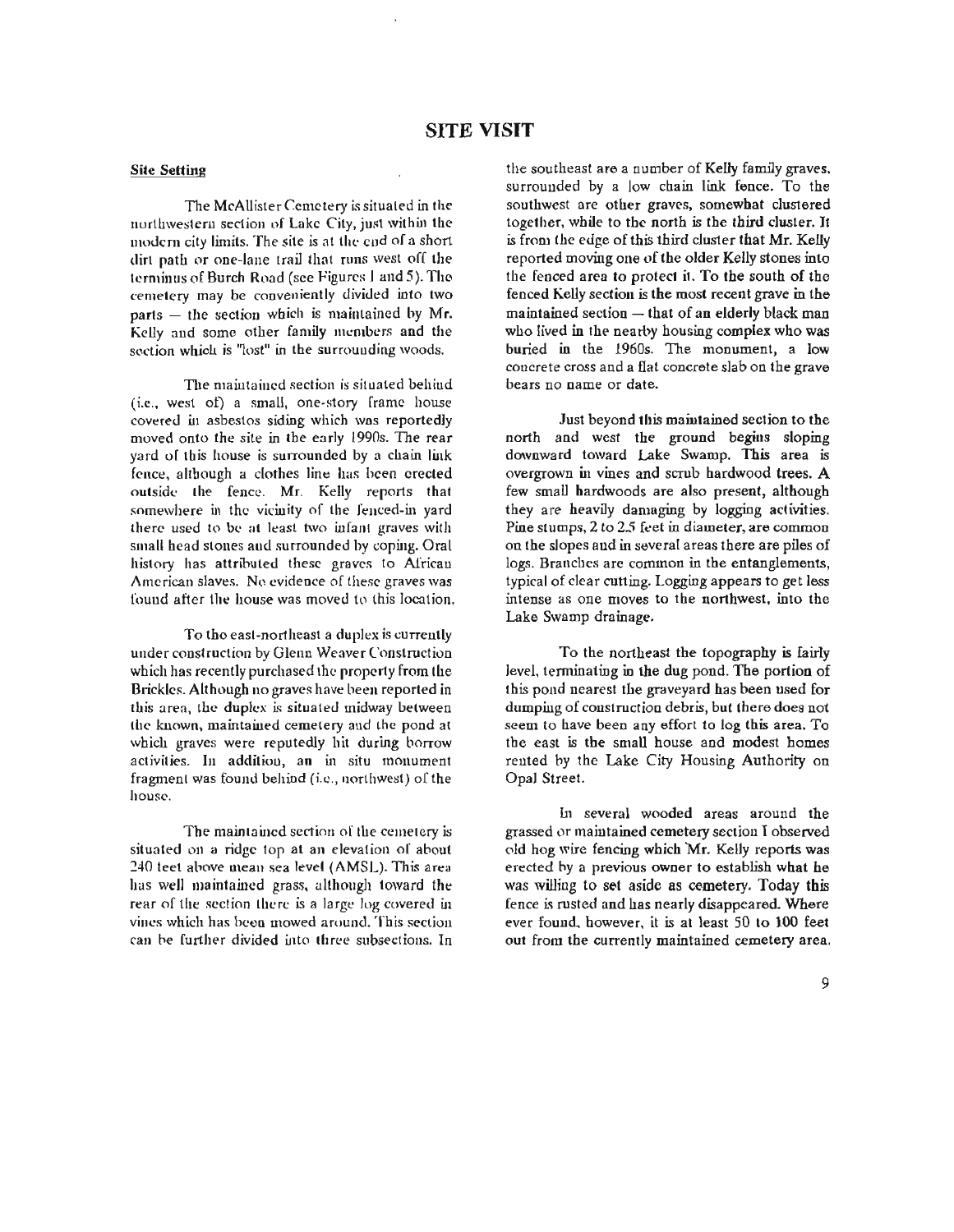# SITE VISIT

**Site Setting**

The McAllister Cemetery is situated in the northwestern section of Lake City, just within the modern city limits. The site is at the end of a short dirt path or one-lane trail that runs west off the terminus of Burch Road (see Figures 1 and 5). The cemetery may be conveniently divided into two parts — the section which is maintained by Mr. Kelly and some other family members and the section which is "lost" in the surrounding woods.

The maintained section is situated behind (i.e., west of) a small, one-story frame house covered in asbestos siding which was reportedly moved onto the site in the early 1990s. The rear yard of this house is surrounded by a chain link fence, although a clothes line has been erected outside the fence. Mr. Kelly reports that somewhere in the vicinity of the fenced-in yard there used to be at least two infant graves with small head stones and surrounded by coping. Oral history has attributed these graves to African American slaves. No evidence of these graves was found after the house was moved to this location.

To the east-northeast a duplex is currently under construction by Glenn Weaver Construction which has recently purchased the property from the Brickles. Although no graves have been reported in this area, the duplex is situated midway between the known, maintained cemetery and the pond at which graves were reputedly hit during borrow activities. In addition, an in situ monument fragment was found behind (i.e., northwest) of the house.

The maintained section of the cemetery is situated on a ridge top at an elevation of about 240 feet above mean sea level (AMSL). This area has well maintained grass, although toward the rear of the section there is a large log covered in vines which has been mowed around. This section can be further divided into three subsections. In the southeast are a number of Kelly family graves, surrounded by a low chain link fence. To the southwest are other graves, somewhat clustered together, while to the north is the third cluster. It is from the edge of this third cluster that Mr. Kelly reported moving one of the older Kelly stones into the fenced area to protect it. To the south of the fenced Kelly section is the most recent grave in the maintained section — that of an elderly black man who lived in the nearby housing complex who was buried in the 1960s. The monument, a low concrete cross and a flat concrete slab on the grave bears no name or date.

Just beyond this maintained section to the north and west the ground begins sloping downward toward Lake Swamp. This area is overgrown in vines and scrub hardwood trees. A few small hardwoods are also present, although they are heavily damaging by logging activities. Pine stumps, 2 to 2.5 feet in diameter, are common on the slopes and in several areas there are piles of logs. Branches are common in the entanglements, typical of clear cutting. Logging appears to get less intense as one moves to the northwest, into the Lake Swamp drainage.

To the northeast the topography is fairly level, terminating in the dug pond. The portion of this pond nearest the graveyard has been used for dumping of construction debris, but there does not seem to have been any effort to log this area. To the east is the small house and modest homes rented by the Lake City Housing Authority on Opal Street.

In several wooded areas around the grassed or maintained cemetery section I observed old hog wire fencing which Mr. Kelly reports was erected by a previous owner to establish what he was willing to set aside as cemetery. Today this fence is rusted and has nearly disappeared. Where ever found, however, it is at least 50 to 100 feet out from the currently maintained cemetery area.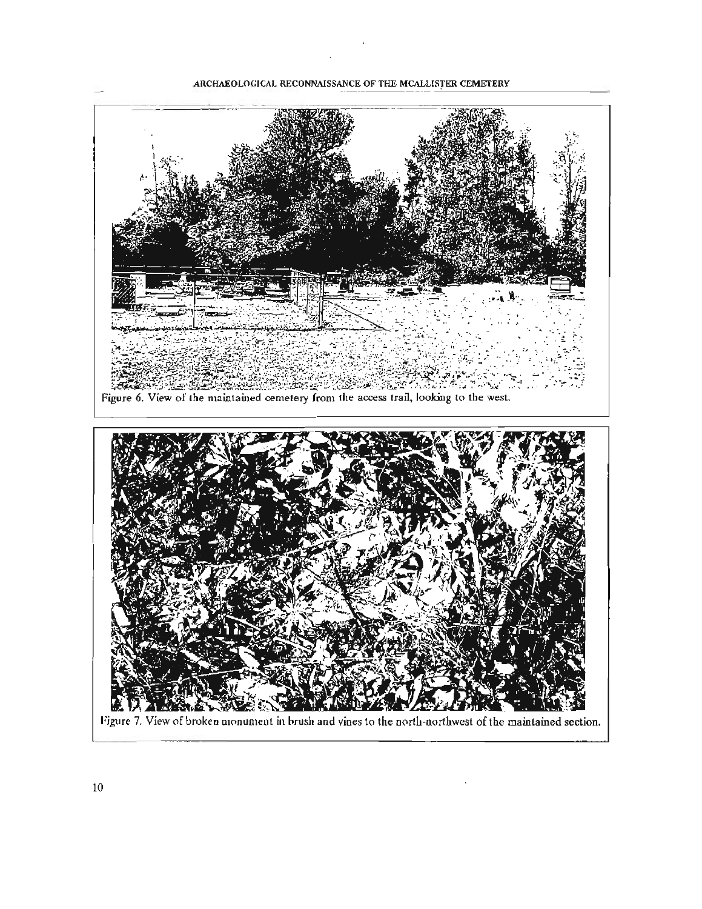Figure 6. View of the maintained cemetery from the access trail, looking to the west.

Figure 7. View of broken monument in brush and vines to the north-northwest of the maintained section.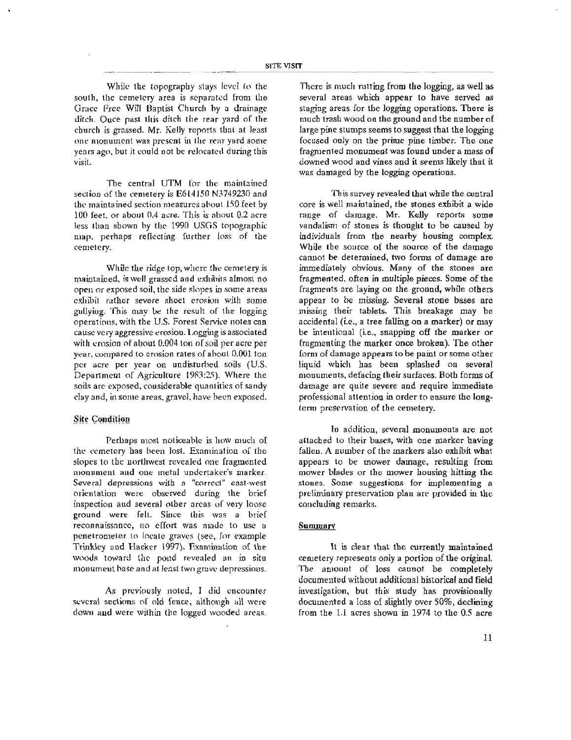While the topography stays level to the south, the cemetery area is separated from the Grace Free Will Baptist Church by a drainage ditch. Once past this ditch the rear yard of the church is grassed. Mr. Kelly reports that at least one monument was present in the rear yard some years ago, but it could not be relocated during this visit.

The central UTM for the maintained section of the cemetery is E614150 N3749230 and the maintained section measures about 150 feet by 100 feet, or about 0.4 acre. This is about 0.2 acre less than shown by the 1990 USGS topographic map, perhaps reflecting further loss of the cemetery.

While the ridge top, where the cemetery is maintained, is well grassed and exhibits almost no open or exposed soil, the side slopes in some areas exhibit rather severe sheet erosion with some gullying. This may be the result of the logging operations, with the U.S. Forest Service notes can cause very aggressive erosion. Logging is associated with erosion of about 0.004 ton of soil per acre per year, compared to erosion rates of about 0.001 ton per acre per year on undisturbed soils (U.S. Department of Agriculture 1983:25). Where the soils are exposed, considerable quantities of sandy clay and, in some areas, gravel, have been exposed.

## Site Condition

Perhaps most noticeable is how much of the cemetery has been lost. Examination of the slopes to the northwest revealed one fragmented monument and one metal undertaker's marker. Several depressions with a "correct" east-west orientation were observed during the brief inspection and several other areas of very loose ground were felt. Since this was a brief reconnaissance, no effort was made to use a penetrometer to locate graves (see, for example Trinkley and Hacker 1997). Examination of the woods toward the pond revealed an in situ monument base and at least two grave depressions.

As previously noted, I did encounter several sections of old fence, although all were down and were within the logged wooded areas. There is much rutting from the logging, as well as several areas which appear to have served as staging areas for the logging operations. There is much trash wood on the ground and the number of large pine stumps seems to suggest that the logging focused only on the prime pine timber. The one fragmented monument was found under a mass of downed wood and vines and it seems likely that it was damaged by the logging operations.

This survey revealed that while the central core is well maintained, the stones exhibit a wide range of damage. Mr. Kelly reports some vandalism of stones is thought to be caused by individuals from the nearby housing complex. While the source of the source of the damage cannot be determined, two forms of damage are immediately obvious. Many of the stones are fragmented, often in multiple pieces. Some of the fragments are laying on the ground, while others appear to be missing. Several stone bases are missing their tablets. This breakage may be accidental (i.e., a tree falling on a marker) or may be intentional (i.e., snapping off the marker or fragmenting the marker once broken). The other form of damage appears to be paint or some other liquid which has been splashed on several monuments, defacing their surfaces. Both forms of damage are quite severe and require immediate professional attention in order to ensure the long-term preservation of the cemetery.

In addition, several monuments are not attached to their bases, with one marker having fallen. A number of the markers also exhibit what appears to be mower damage, resulting from mower blades or the mower housing hitting the stones. Some suggestions for implementing a preliminary preservation plan are provided in the concluding remarks.

## Summary

It is clear that the currently maintained cemetery represents only a portion of the original. The amount of loss cannot be completely documented without additional historical and field investigation, but this study has provisionally documented a loss of slightly over 50%, declining from the 1.1 acres shown in 1974 to the 0.5 acre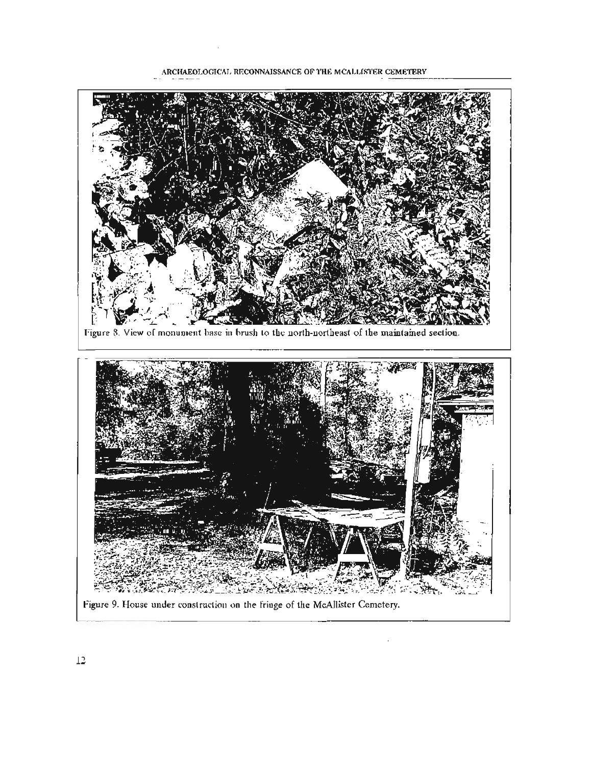Figure 8. View of monument base in brush to the north-northeast of the maintained section.

Figure 9. House under construction on the fringe of the McAllister Cemetery.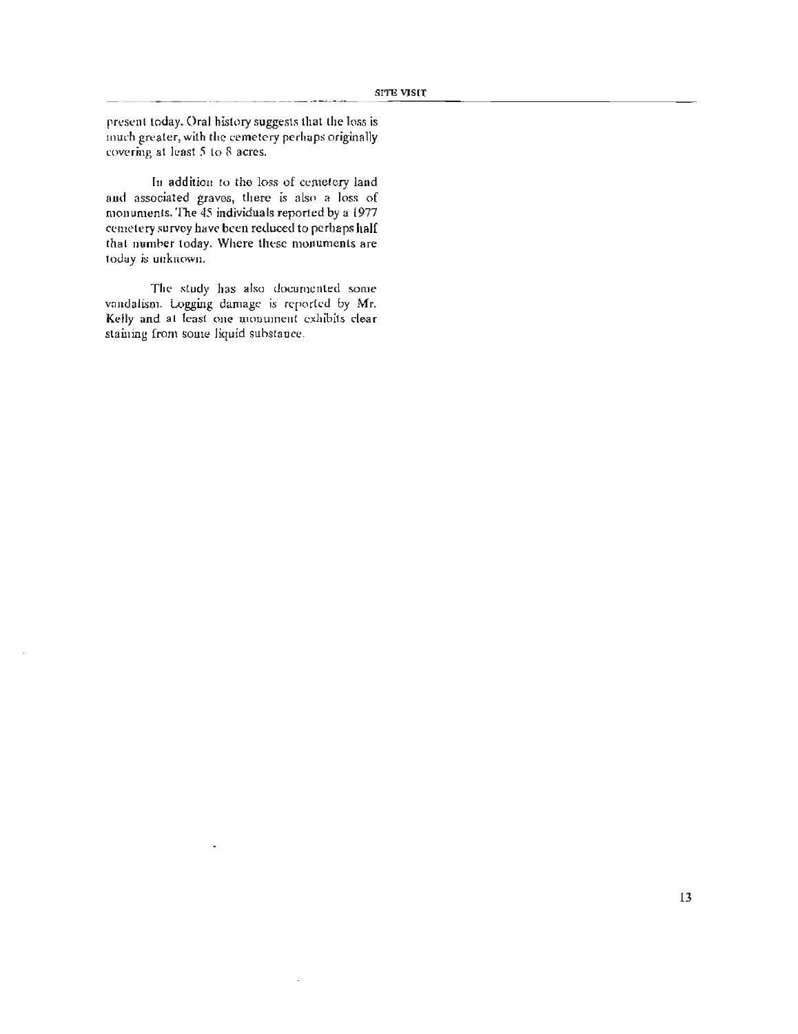present today. Oral history suggests that the loss is much greater, with the cemetery perhaps originally covering at least 5 to 8 acres.

In addition to the loss of cemetery land and associated graves, there is also a loss of monuments. The 45 individuals reported by a 1977 cemetery survey have been reduced to perhaps half that number today. Where these monuments are today is unknown.

The study has also documented some vandalism. Logging damage is reported by Mr. Kelly and at least one monument exhibits clear staining from some liquid substance.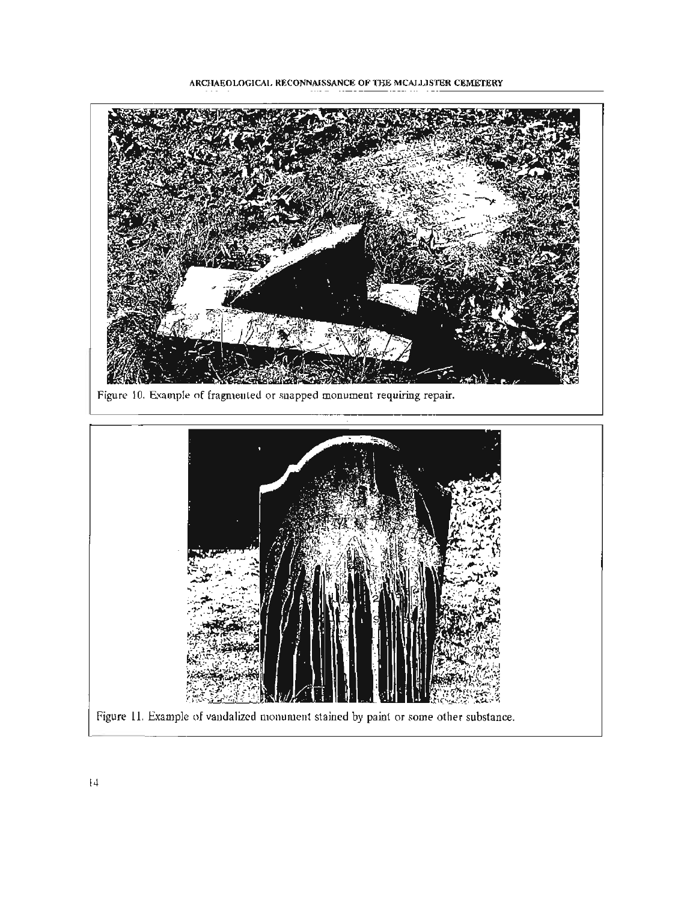Figure 10. Example of fragmented or snapped monument requiring repair.

Figure 11. Example of vandalized monument stained by paint or some other substance.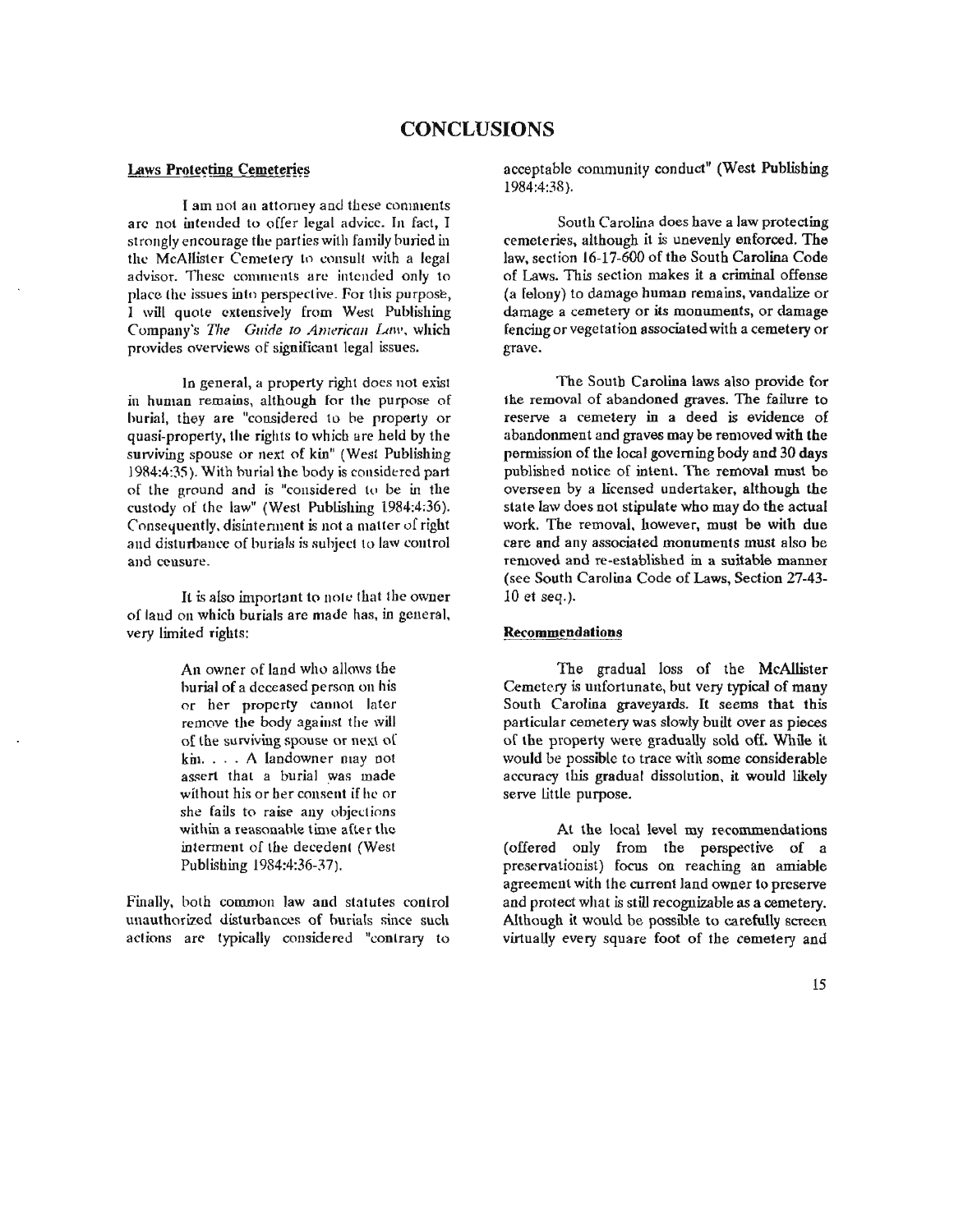# CONCLUSIONS

## Laws Protecting Cemeteries

I am not an attorney and these comments are not intended to offer legal advice. In fact, I strongly encourage the parties with family buried in the McAllister Cemetery to consult with a legal advisor. These comments are intended only to place the issues into perspective. For this purpose, I will quote extensively from West Publishing Company's *The Guide to American Law*, which provides overviews of significant legal issues.

In general, a property right does not exist in human remains, although for the purpose of burial, they are "considered to be property or quasi-property, the rights to which are held by the surviving spouse or next of kin" (West Publishing 1984:4:35). With burial the body is considered part of the ground and is "considered to be in the custody of the law" (West Publishing 1984:4:36). Consequently, disinterment is not a matter of right and disturbance of burials is subject to law control and censure.

It is also important to note that the owner of land on which burials are made has, in general, very limited rights:

> An owner of land who allows the burial of a deceased person on his or her property cannot later remove the body against the will of the surviving spouse or next of kin. . . . A landowner may not assert that a burial was made without his or her consent if he or she fails to raise any objections within a reasonable time after the interment of the decedent (West Publishing 1984:4:36-37).

Finally, both common law and statutes control unauthorized disturbances of burials since such actions are typically considered "contrary to acceptable community conduct" (West Publishing 1984:4:38).

South Carolina does have a law protecting cemeteries, although it is unevenly enforced. The law, section 16-17-600 of the South Carolina Code of Laws. This section makes it a criminal offense (a felony) to damage human remains, vandalize or damage a cemetery or its monuments, or damage fencing or vegetation associated with a cemetery or grave.

The South Carolina laws also provide for the removal of abandoned graves. The failure to reserve a cemetery in a deed is evidence of abandonment and graves may be removed with the permission of the local governing body and 30 days published notice of intent. The removal must be overseen by a licensed undertaker, although the state law does not stipulate who may do the actual work. The removal, however, must be with due care and any associated monuments must also be removed and re-established in a suitable manner (see South Carolina Code of Laws, Section 27-43-10 et seq.).

## Recommendations

The gradual loss of the McAllister Cemetery is unfortunate, but very typical of many South Carolina graveyards. It seems that this particular cemetery was slowly built over as pieces of the property were gradually sold off. While it would be possible to trace with some considerable accuracy this gradual dissolution, it would likely serve little purpose.

At the local level my recommendations (offered only from the perspective of a preservationist) focus on reaching an amiable agreement with the current land owner to preserve and protect what is still recognizable as a cemetery. Although it would be possible to carefully screen virtually every square foot of the cemetery and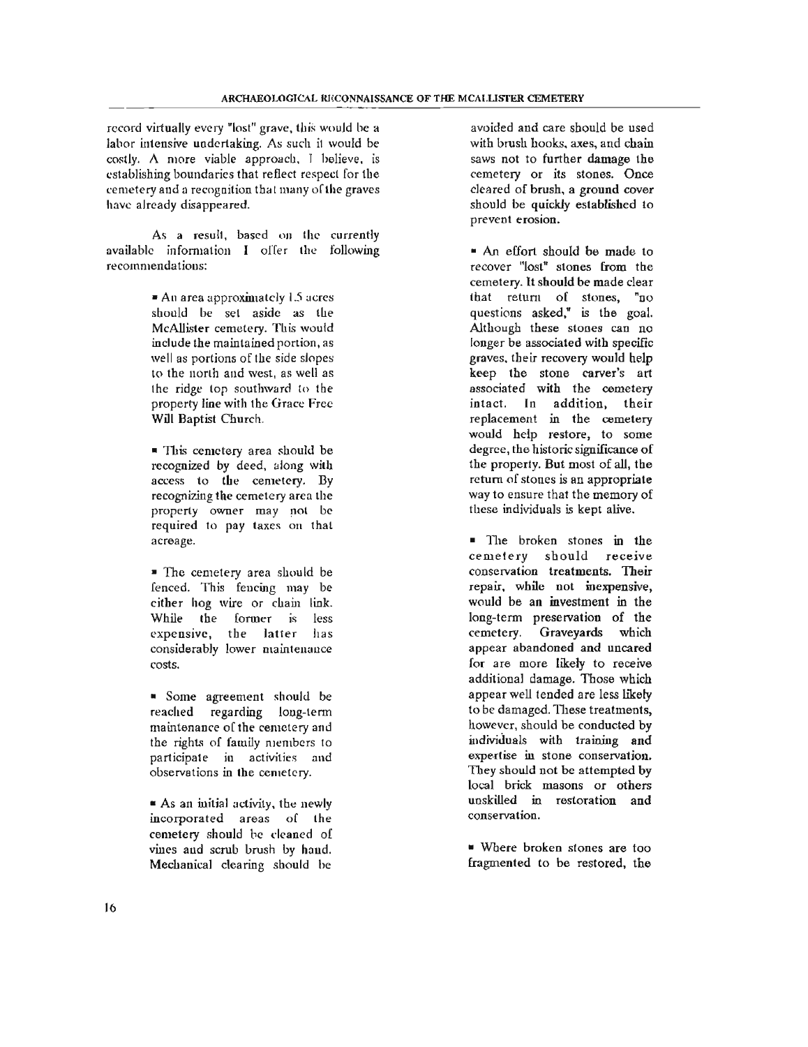record virtually every "lost" grave, this would be a labor intensive undertaking. As such it would be costly. A more viable approach, I believe, is establishing boundaries that reflect respect for the cemetery and a recognition that many of the graves have already disappeared.

As a result, based on the currently available information I offer the following recommendations:

- An area approximately 1.5 acres should be set aside as the McAllister cemetery. This would include the maintained portion, as well as portions of the side slopes to the north and west, as well as the ridge top southward to the property line with the Grace Free Will Baptist Church.

- This cemetery area should be recognized by deed, along with access to the cemetery. By recognizing the cemetery area the property owner may not be required to pay taxes on that acreage.

- The cemetery area should be fenced. This fencing may be either hog wire or chain link. While the former is less expensive, the latter has considerably lower maintenance costs.

- Some agreement should be reached regarding long-term maintenance of the cemetery and the rights of family members to participate in activities and observations in the cemetery.

- As an initial activity, the newly incorporated areas of the cemetery should be cleaned of vines and scrub brush by hand. Mechanical clearing should be avoided and care should be used with brush hooks, axes, and chain saws not to further damage the cemetery or its stones. Once cleared of brush, a ground cover should be quickly established to prevent erosion.

- An effort should be made to recover "lost" stones from the cemetery. It should be made clear that return of stones, "no questions asked," is the goal. Although these stones can no longer be associated with specific graves, their recovery would help keep the stone carver's art associated with the cemetery intact. In addition, their replacement in the cemetery would help restore, to some degree, the historic significance of the property. But most of all, the return of stones is an appropriate way to ensure that the memory of these individuals is kept alive.

- The broken stones in the cemetery should receive conservation treatments. Their repair, while not inexpensive, would be an investment in the long-term preservation of the cemetery. Graveyards which appear abandoned and uncared for are more likely to receive additional damage. Those which appear well tended are less likely to be damaged. These treatments, however, should be conducted by individuals with training and expertise in stone conservation. They should not be attempted by local brick masons or others unskilled in restoration and conservation.

- Where broken stones are too fragmented to be restored, the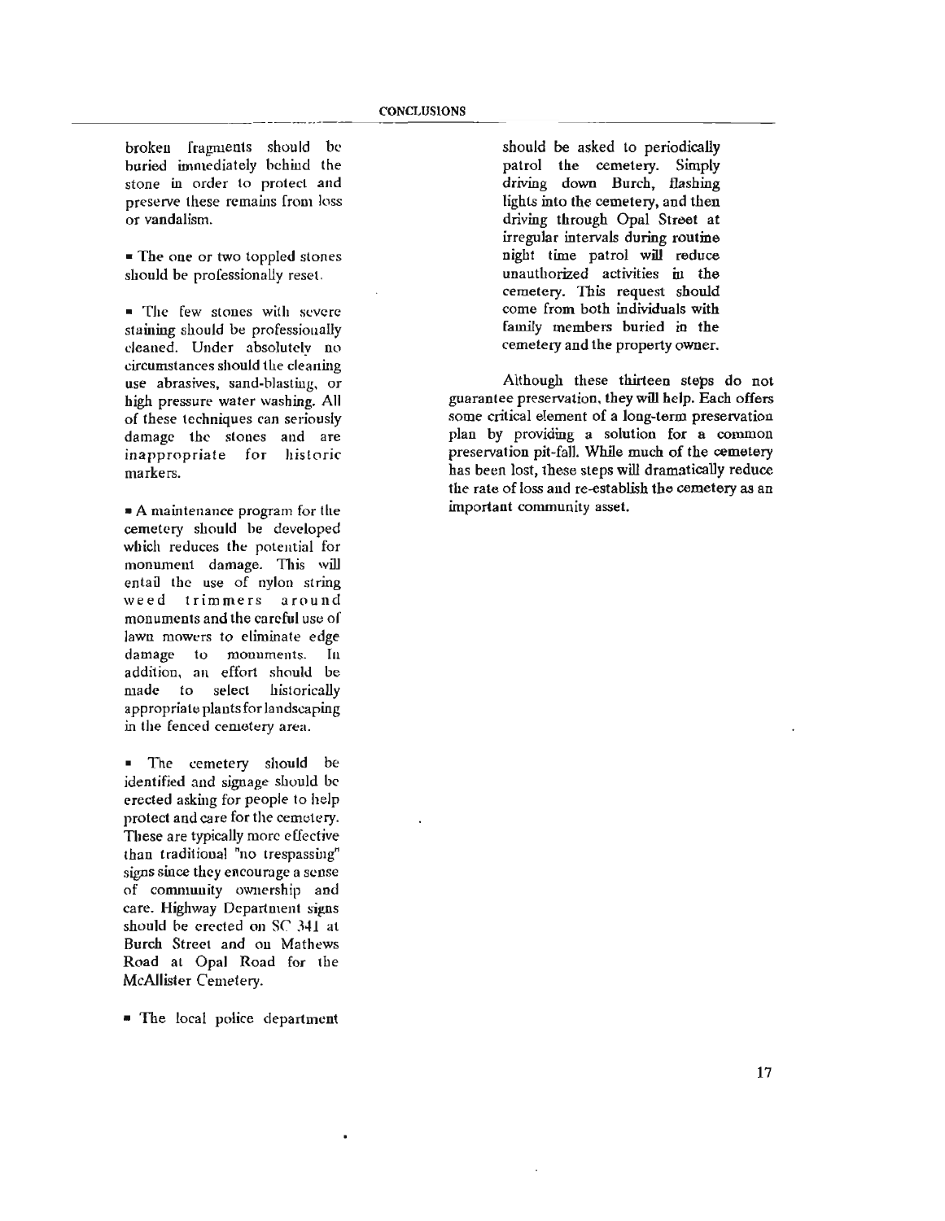broken fragments should be buried immediately behind the stone in order to protect and preserve these remains from loss or vandalism.

- The one or two toppled stones should be professionally reset.

- The few stones with severe staining should be professionally cleaned. Under absolutely no circumstances should the cleaning use abrasives, sand-blasting, or high pressure water washing. All of these techniques can seriously damage the stones and are inappropriate for historic markers.

- A maintenance program for the cemetery should be developed which reduces the potential for monument damage. This will entail the use of nylon string weed trimmers around monuments and the careful use of lawn mowers to eliminate edge damage to monuments. In addition, an effort should be made to select historically appropriate plants for landscaping in the fenced cemetery area.

- The cemetery should be identified and signage should be erected asking for people to help protect and care for the cemetery. These are typically more effective than traditional "no trespassing" signs since they encourage a sense of community ownership and care. Highway Department signs should be erected on SC 341 at Burch Street and on Mathews Road at Opal Road for the McAllister Cemetery.

- The local police department should be asked to periodically patrol the cemetery. Simply driving down Burch, flashing lights into the cemetery, and then driving through Opal Street at irregular intervals during routine night time patrol will reduce unauthorized activities in the cemetery. This request should come from both individuals with family members buried in the cemetery and the property owner.

Although these thirteen steps do not guarantee preservation, they will help. Each offers some critical element of a long-term preservation plan by providing a solution for a common preservation pit-fall. While much of the cemetery has been lost, these steps will dramatically reduce the rate of loss and re-establish the cemetery as an important community asset.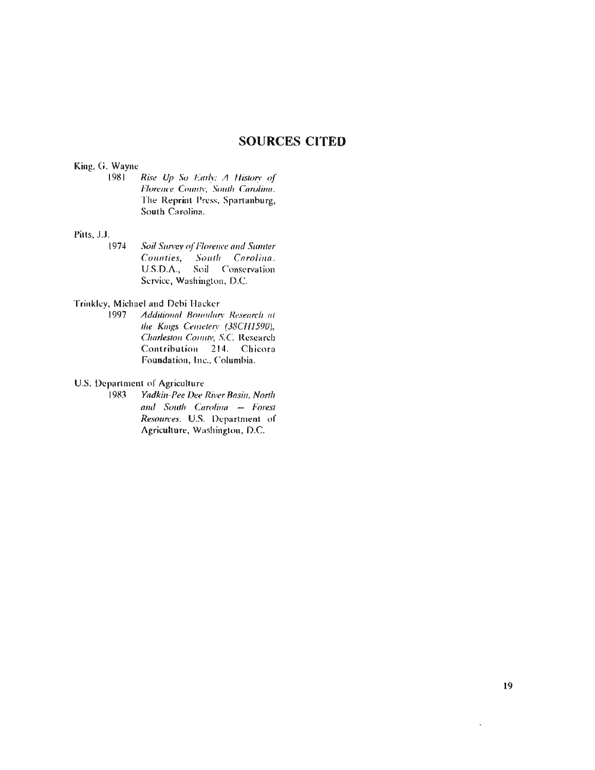# SOURCES CITED

King, G. Wayne
  1981 *Rise Up So Early: A History of Florence County, South Carolina.* The Reprint Press, Spartanburg, South Carolina.

Pitts, J.J.
  1974 *Soil Survey of Florence and Sumter Counties, South Carolina.* U.S.D.A., Soil Conservation Service, Washington, D.C.

Trinkley, Michael and Debi Hacker
  1997 *Additional Boundary Research at the Kings Cemetery (38CH1590), Charleston County, S.C.* Research Contribution 214. Chicora Foundation, Inc., Columbia.

U.S. Department of Agriculture
  1983 *Yadkin-Pee Dee River Basin, North and South Carolina — Forest Resources.* U.S. Department of Agriculture, Washington, D.C.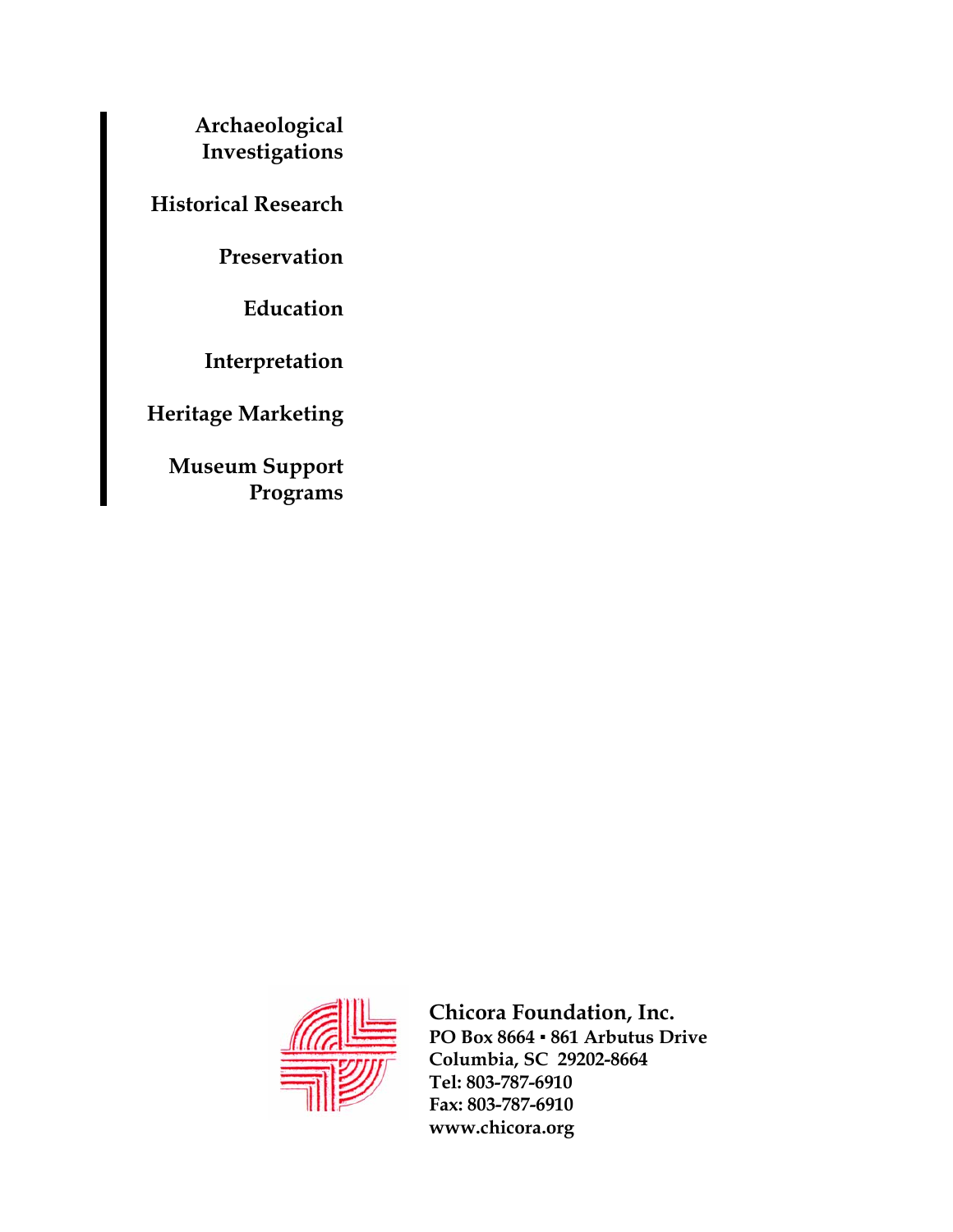**Archaeological Investigations**

**Historical Research**

**Preservation**

**Education**

**Interpretation**

**Heritage Marketing**

**Museum Support Programs**

**Chicora Foundation, Inc.**
**PO Box 8664 ▪ 861 Arbutus Drive**
**Columbia, SC 29202-8664**
**Tel: 803-787-6910**
**Fax: 803-787-6910**
**www.chicora.org**